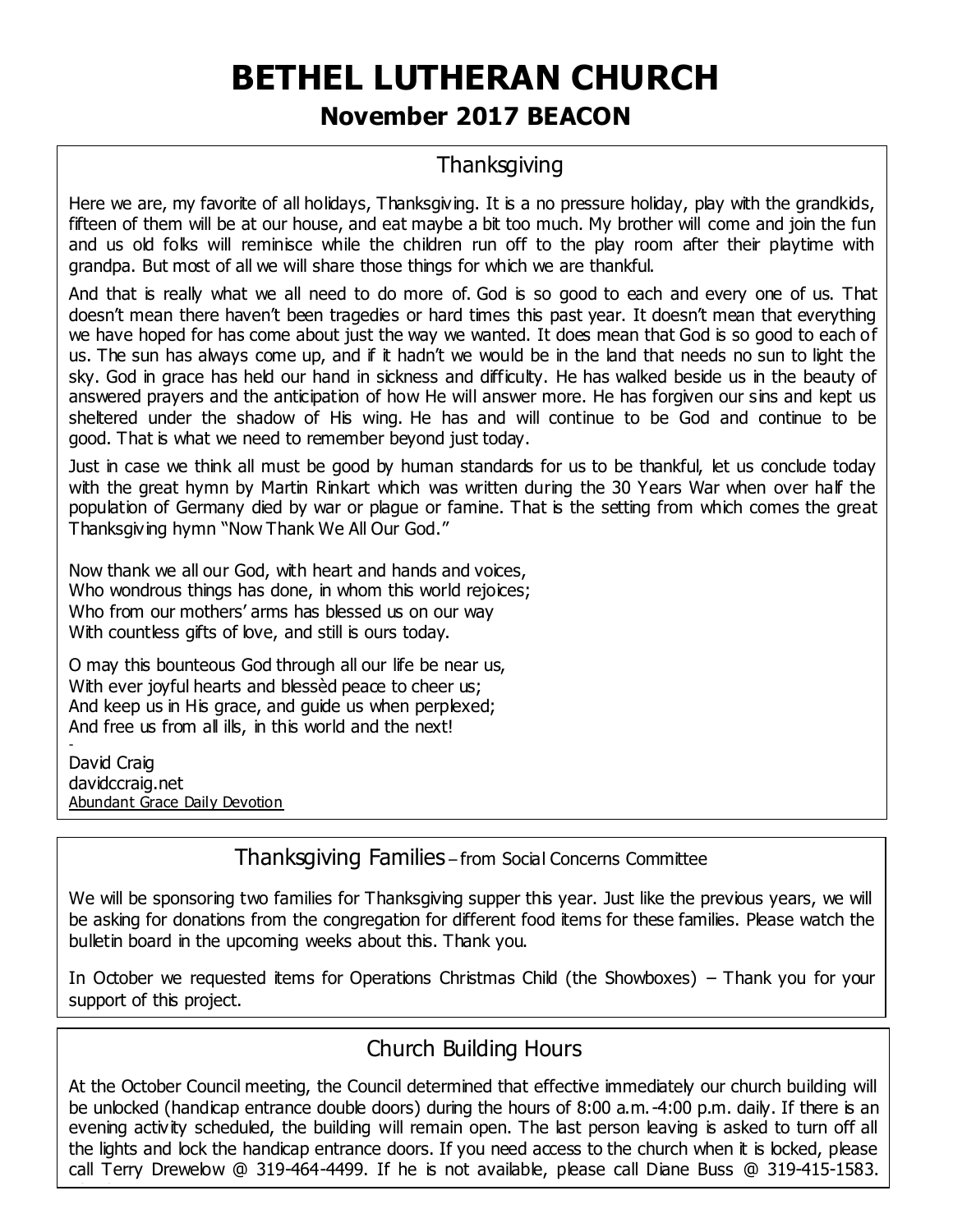# BETHEL LUTHERAN CHURCH

## November 2017 BEACON

### Thanksgiving

Here we are, my favorite of all holidays, Thanksgiving. It is a no pressure holiday, play with the grandkids, fifteen of them will be at our house, and eat maybe a bit too much. My brother will come and join the fun and us old folks will reminisce while the children run off to the play room after their playtime with grandpa. But most of all we will share those things for which we are thankful.

And that is really what we all need to do more of. God is so good to each and every one of us. That doesn't mean there haven't been tragedies or hard times this past year. It doesn't mean that everything we have hoped for has come about just the way we wanted. It does mean that God is so good to each of us. The sun has always come up, and if it hadn't we would be in the land that needs no sun to light the sky. God in grace has held our hand in sickness and difficulty. He has walked beside us in the beauty of answered prayers and the anticipation of how He will answer more. He has forgiven our sins and kept us sheltered under the shadow of His wing. He has and will continue to be God and continue to be good. That is what we need to remember beyond just today.

Just in case we think all must be good by human standards for us to be thankful, let us conclude today with the great hymn by Martin Rinkart which was written during the 30 Years War when over half the population of Germany died by war or plague or famine. That is the setting from which comes the great Thanksgiving hymn "Now Thank We All Our God."

Now thank we all our God, with heart and hands and voices,
Who wondrous things has done, in whom this world rejoices;
Who from our mothers' arms has blessed us on our way
With countless gifts of love, and still is ours today.

O may this bounteous God through all our life be near us,
With ever joyful hearts and blessèd peace to cheer us;
And keep us in His grace, and guide us when perplexed;
And free us from all ills, in this world and the next!

-
David Craig
davidccraig.net
Abundant Grace Daily Devotion

### Thanksgiving Families – from Social Concerns Committee

We will be sponsoring two families for Thanksgiving supper this year. Just like the previous years, we will be asking for donations from the congregation for different food items for these families. Please watch the bulletin board in the upcoming weeks about this. Thank you.

In October we requested items for Operations Christmas Child (the Showboxes) – Thank you for your support of this project.

### Church Building Hours

At the October Council meeting, the Council determined that effective immediately our church building will be unlocked (handicap entrance double doors) during the hours of 8:00 a.m.-4:00 p.m. daily. If there is an evening activity scheduled, the building will remain open. The last person leaving is asked to turn off all the lights and lock the handicap entrance doors. If you need access to the church when it is locked, please call Terry Drewelow @ 319-464-4499. If he is not available, please call Diane Buss @ 319-415-1583.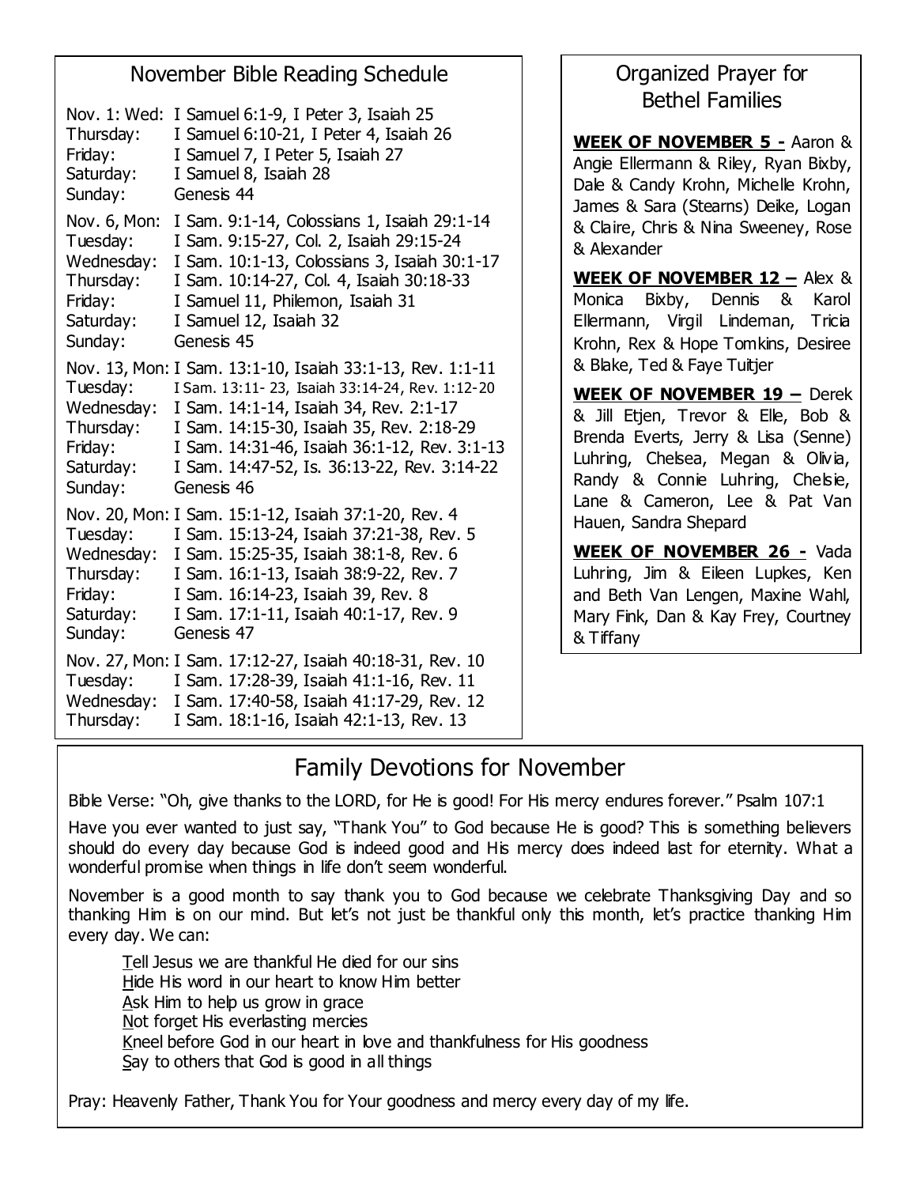## November Bible Reading Schedule

| | |
|---|---|
| Nov. 1: Wed: | I Samuel 6:1-9, I Peter 3, Isaiah 25 |
| Thursday: | I Samuel 6:10-21, I Peter 4, Isaiah 26 |
| Friday: | I Samuel 7, I Peter 5, Isaiah 27 |
| Saturday: | I Samuel 8, Isaiah 28 |
| Sunday: | Genesis 44 |
| Nov. 6, Mon: | I Sam. 9:1-14, Colossians 1, Isaiah 29:1-14 |
| Tuesday: | I Sam. 9:15-27, Col. 2, Isaiah 29:15-24 |
| Wednesday: | I Sam. 10:1-13, Colossians 3, Isaiah 30:1-17 |
| Thursday: | I Sam. 10:14-27, Col. 4, Isaiah 30:18-33 |
| Friday: | I Samuel 11, Philemon, Isaiah 31 |
| Saturday: | I Samuel 12, Isaiah 32 |
| Sunday: | Genesis 45 |
| Nov. 13, Mon: | I Sam. 13:1-10, Isaiah 33:1-13, Rev. 1:1-11 |
| Tuesday: | I Sam. 13:11- 23, Isaiah 33:14-24, Rev. 1:12-20 |
| Wednesday: | I Sam. 14:1-14, Isaiah 34, Rev. 2:1-17 |
| Thursday: | I Sam. 14:15-30, Isaiah 35, Rev. 2:18-29 |
| Friday: | I Sam. 14:31-46, Isaiah 36:1-12, Rev. 3:1-13 |
| Saturday: | I Sam. 14:47-52, Is. 36:13-22, Rev. 3:14-22 |
| Sunday: | Genesis 46 |
| Nov. 20, Mon: | I Sam. 15:1-12, Isaiah 37:1-20, Rev. 4 |
| Tuesday: | I Sam. 15:13-24, Isaiah 37:21-38, Rev. 5 |
| Wednesday: | I Sam. 15:25-35, Isaiah 38:1-8, Rev. 6 |
| Thursday: | I Sam. 16:1-13, Isaiah 38:9-22, Rev. 7 |
| Friday: | I Sam. 16:14-23, Isaiah 39, Rev. 8 |
| Saturday: | I Sam. 17:1-11, Isaiah 40:1-17, Rev. 9 |
| Sunday: | Genesis 47 |
| Nov. 27, Mon: | I Sam. 17:12-27, Isaiah 40:18-31, Rev. 10 |
| Tuesday: | I Sam. 17:28-39, Isaiah 41:1-16, Rev. 11 |
| Wednesday: | I Sam. 17:40-58, Isaiah 41:17-29, Rev. 12 |
| Thursday: | I Sam. 18:1-16, Isaiah 42:1-13, Rev. 13 |

## Organized Prayer for Bethel Families

**WEEK OF NOVEMBER 5 -** Aaron & Angie Ellermann & Riley, Ryan Bixby, Dale & Candy Krohn, Michelle Krohn, James & Sara (Stearns) Deike, Logan & Claire, Chris & Nina Sweeney, Rose & Alexander

**WEEK OF NOVEMBER 12 –** Alex & Monica Bixby, Dennis & Karol Ellermann, Virgil Lindeman, Tricia Krohn, Rex & Hope Tomkins, Desiree & Blake, Ted & Faye Tuitjer

**WEEK OF NOVEMBER 19 –** Derek & Jill Etjen, Trevor & Elle, Bob & Brenda Everts, Jerry & Lisa (Senne) Luhring, Chelsea, Megan & Olivia, Randy & Connie Luhring, Chelsie, Lane & Cameron, Lee & Pat Van Hauen, Sandra Shepard

**WEEK OF NOVEMBER 26 -** Vada Luhring, Jim & Eileen Lupkes, Ken and Beth Van Lengen, Maxine Wahl, Mary Fink, Dan & Kay Frey, Courtney & Tiffany

## Family Devotions for November

Bible Verse: "Oh, give thanks to the LORD, for He is good! For His mercy endures forever." Psalm 107:1

Have you ever wanted to just say, "Thank You" to God because He is good? This is something believers should do every day because God is indeed good and His mercy does indeed last for eternity. What a wonderful promise when things in life don't seem wonderful.

November is a good month to say thank you to God because we celebrate Thanksgiving Day and so thanking Him is on our mind. But let's not just be thankful only this month, let's practice thanking Him every day. We can:

<u>T</u>ell Jesus we are thankful He died for our sins
<u>H</u>ide His word in our heart to know Him better
<u>A</u>sk Him to help us grow in grace
<u>N</u>ot forget His everlasting mercies
<u>K</u>neel before God in our heart in love and thankfulness for His goodness
<u>S</u>ay to others that God is good in all things

Pray: Heavenly Father, Thank You for Your goodness and mercy every day of my life.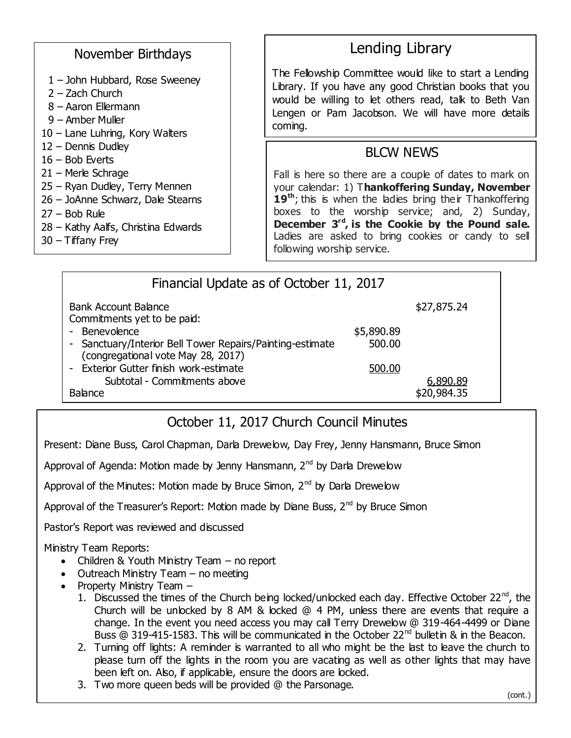## November Birthdays

1 – John Hubbard, Rose Sweeney
2 – Zach Church
8 – Aaron Ellermann
9 – Amber Muller
10 – Lane Luhring, Kory Walters
12 – Dennis Dudley
16 – Bob Everts
21 – Merle Schrage
25 – Ryan Dudley, Terry Mennen
26 – JoAnne Schwarz, Dale Stearns
27 – Bob Rule
28 – Kathy Aalfs, Christina Edwards
30 – Tiffany Frey

## Lending Library

The Fellowship Committee would like to start a Lending Library. If you have any good Christian books that you would be willing to let others read, talk to Beth Van Lengen or Pam Jacobson. We will have more details coming.

## BLCW NEWS

Fall is here so there are a couple of dates to mark on your calendar: 1) T**hankoffering Sunday, November 19th**; this is when the ladies bring their Thankoffering boxes to the worship service; and, 2) Sunday, **December 3rd, is the Cookie by the Pound sale.** Ladies are asked to bring cookies or candy to sell following worship service.

## Financial Update as of October 11, 2017

| | | |
|---|---|---|
| Bank Account Balance | | $27,875.24 |
| Commitments yet to be paid: | | |
| - Benevolence | $5,890.89 | |
| - Sanctuary/Interior Bell Tower Repairs/Painting-estimate (congregational vote May 28, 2017) | 500.00 | |
| - Exterior Gutter finish work-estimate | 500.00 | |
| Subtotal - Commitments above | | 6,890.89 |
| Balance | | $20,984.35 |

## October 11, 2017 Church Council Minutes

Present: Diane Buss, Carol Chapman, Darla Drewelow, Day Frey, Jenny Hansmann, Bruce Simon

Approval of Agenda: Motion made by Jenny Hansmann, 2nd by Darla Drewelow

Approval of the Minutes: Motion made by Bruce Simon, 2nd by Darla Drewelow

Approval of the Treasurer's Report: Motion made by Diane Buss, 2nd by Bruce Simon

Pastor's Report was reviewed and discussed

Ministry Team Reports:

- Children & Youth Ministry Team – no report
- Outreach Ministry Team – no meeting
- Property Ministry Team –
  1. Discussed the times of the Church being locked/unlocked each day. Effective October 22nd, the Church will be unlocked by 8 AM & locked @ 4 PM, unless there are events that require a change. In the event you need access you may call Terry Drewelow @ 319-464-4499 or Diane Buss @ 319-415-1583. This will be communicated in the October 22nd bulletin & in the Beacon.
  2. Turning off lights: A reminder is warranted to all who might be the last to leave the church to please turn off the lights in the room you are vacating as well as other lights that may have been left on. Also, if applicable, ensure the doors are locked.
  3. Two more queen beds will be provided @ the Parsonage.

(cont.)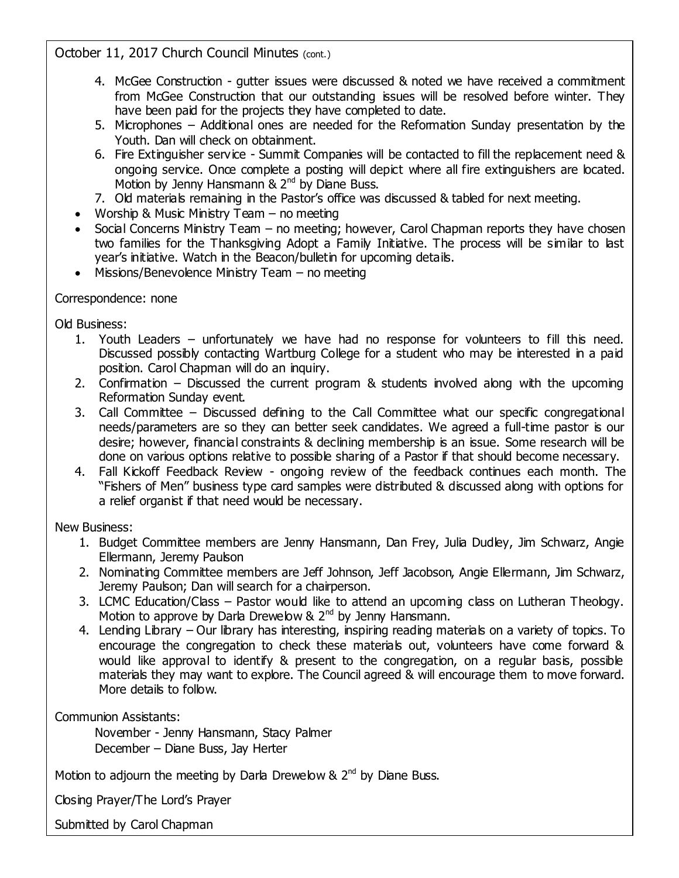October 11, 2017 Church Council Minutes (cont.)

4. McGee Construction - gutter issues were discussed & noted we have received a commitment from McGee Construction that our outstanding issues will be resolved before winter. They have been paid for the projects they have completed to date.
5. Microphones – Additional ones are needed for the Reformation Sunday presentation by the Youth. Dan will check on obtainment.
6. Fire Extinguisher service - Summit Companies will be contacted to fill the replacement need & ongoing service. Once complete a posting will depict where all fire extinguishers are located. Motion by Jenny Hansmann & 2nd by Diane Buss.
7. Old materials remaining in the Pastor's office was discussed & tabled for next meeting.

- Worship & Music Ministry Team – no meeting
- Social Concerns Ministry Team – no meeting; however, Carol Chapman reports they have chosen two families for the Thanksgiving Adopt a Family Initiative. The process will be similar to last year's initiative. Watch in the Beacon/bulletin for upcoming details.
- Missions/Benevolence Ministry Team – no meeting

Correspondence: none

Old Business:

1. Youth Leaders – unfortunately we have had no response for volunteers to fill this need. Discussed possibly contacting Wartburg College for a student who may be interested in a paid position. Carol Chapman will do an inquiry.
2. Confirmation – Discussed the current program & students involved along with the upcoming Reformation Sunday event.
3. Call Committee – Discussed defining to the Call Committee what our specific congregational needs/parameters are so they can better seek candidates. We agreed a full-time pastor is our desire; however, financial constraints & declining membership is an issue. Some research will be done on various options relative to possible sharing of a Pastor if that should become necessary.
4. Fall Kickoff Feedback Review - ongoing review of the feedback continues each month. The "Fishers of Men" business type card samples were distributed & discussed along with options for a relief organist if that need would be necessary.

New Business:

1. Budget Committee members are Jenny Hansmann, Dan Frey, Julia Dudley, Jim Schwarz, Angie Ellermann, Jeremy Paulson
2. Nominating Committee members are Jeff Johnson, Jeff Jacobson, Angie Ellermann, Jim Schwarz, Jeremy Paulson; Dan will search for a chairperson.
3. LCMC Education/Class – Pastor would like to attend an upcoming class on Lutheran Theology. Motion to approve by Darla Drewelow & 2nd by Jenny Hansmann.
4. Lending Library – Our library has interesting, inspiring reading materials on a variety of topics. To encourage the congregation to check these materials out, volunteers have come forward & would like approval to identify & present to the congregation, on a regular basis, possible materials they may want to explore. The Council agreed & will encourage them to move forward. More details to follow.

Communion Assistants:

November - Jenny Hansmann, Stacy Palmer
December – Diane Buss, Jay Herter

Motion to adjourn the meeting by Darla Drewelow & 2nd by Diane Buss.

Closing Prayer/The Lord's Prayer

Submitted by Carol Chapman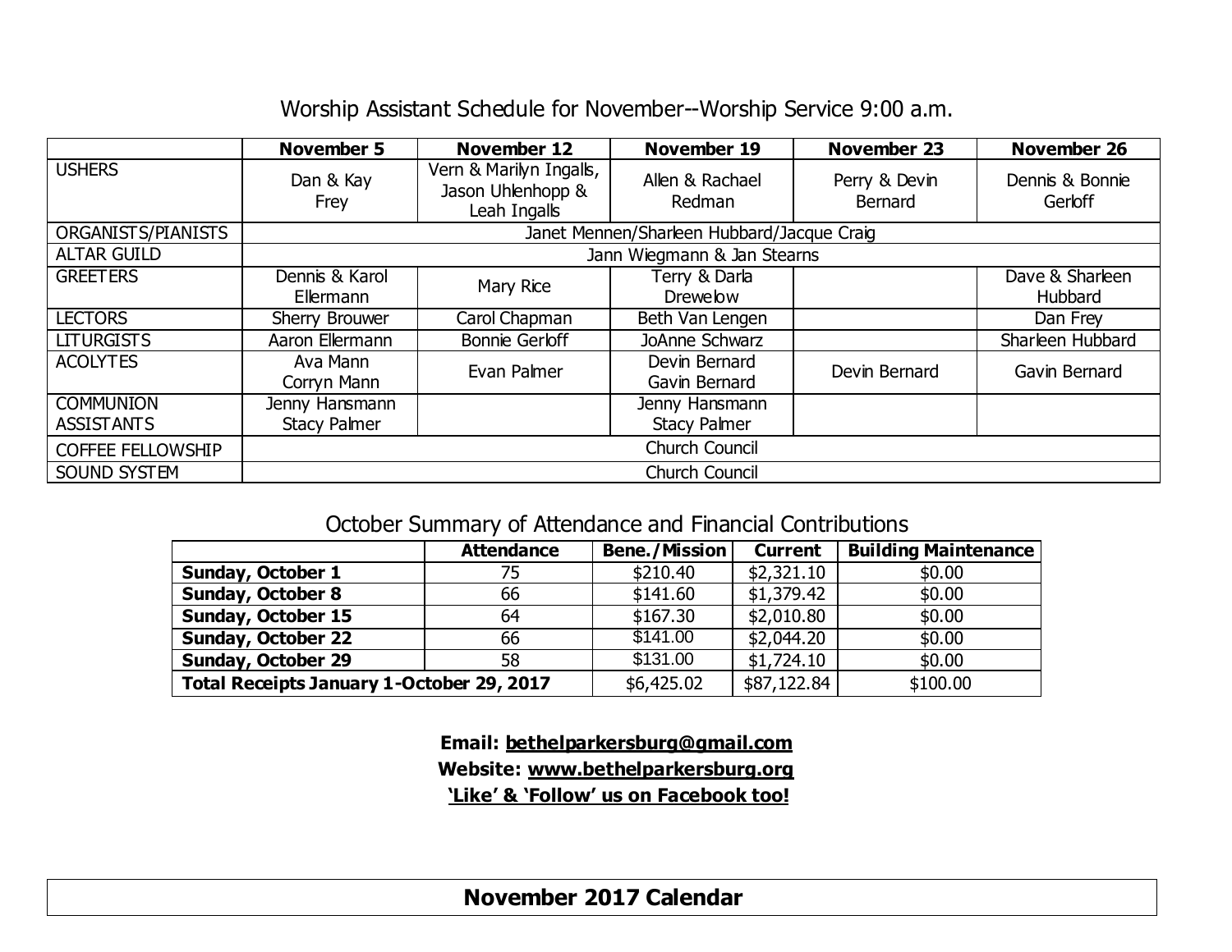## Worship Assistant Schedule for November--Worship Service 9:00 a.m.

| | November 5 | November 12 | November 19 | November 23 | November 26 |
|---|---|---|---|---|---|
| USHERS | Dan & Kay Frey | Vern & Marilyn Ingalls, Jason Uhlenhopp & Leah Ingalls | Allen & Rachael Redman | Perry & Devin Bernard | Dennis & Bonnie Gerloff |
| ORGANISTS/PIANISTS | Janet Mennen/Sharleen Hubbard/Jacque Craig | | | | |
| ALTAR GUILD | Jann Wiegmann & Jan Stearns | | | | |
| GREETERS | Dennis & Karol Ellermann | Mary Rice | Terry & Darla Drewelow | | Dave & Sharleen Hubbard |
| LECTORS | Sherry Brouwer | Carol Chapman | Beth Van Lengen | | Dan Frey |
| LITURGISTS | Aaron Ellermann | Bonnie Gerloff | JoAnne Schwarz | | Sharleen Hubbard |
| ACOLYTES | Ava Mann Corryn Mann | Evan Palmer | Devin Bernard Gavin Bernard | Devin Bernard | Gavin Bernard |
| COMMUNION ASSISTANTS | Jenny Hansmann Stacy Palmer | | Jenny Hansmann Stacy Palmer | | |
| COFFEE FELLOWSHIP | Church Council | | | | |
| SOUND SYSTEM | Church Council | | | | |

## October Summary of Attendance and Financial Contributions

| | Attendance | Bene./Mission | Current | Building Maintenance |
|---|---|---|---|---|
| **Sunday, October 1** | 75 | $210.40 | $2,321.10 | $0.00 |
| **Sunday, October 8** | 66 | $141.60 | $1,379.42 | $0.00 |
| **Sunday, October 15** | 64 | $167.30 | $2,010.80 | $0.00 |
| **Sunday, October 22** | 66 | $141.00 | $2,044.20 | $0.00 |
| **Sunday, October 29** | 58 | $131.00 | $1,724.10 | $0.00 |
| **Total Receipts January 1-October 29, 2017** | | $6,425.02 | $87,122.84 | $100.00 |

**Email: bethelparkersburg@gmail.com**

**Website: www.bethelparkersburg.org**

**'Like' & 'Follow' us on Facebook too!**

## November 2017 Calendar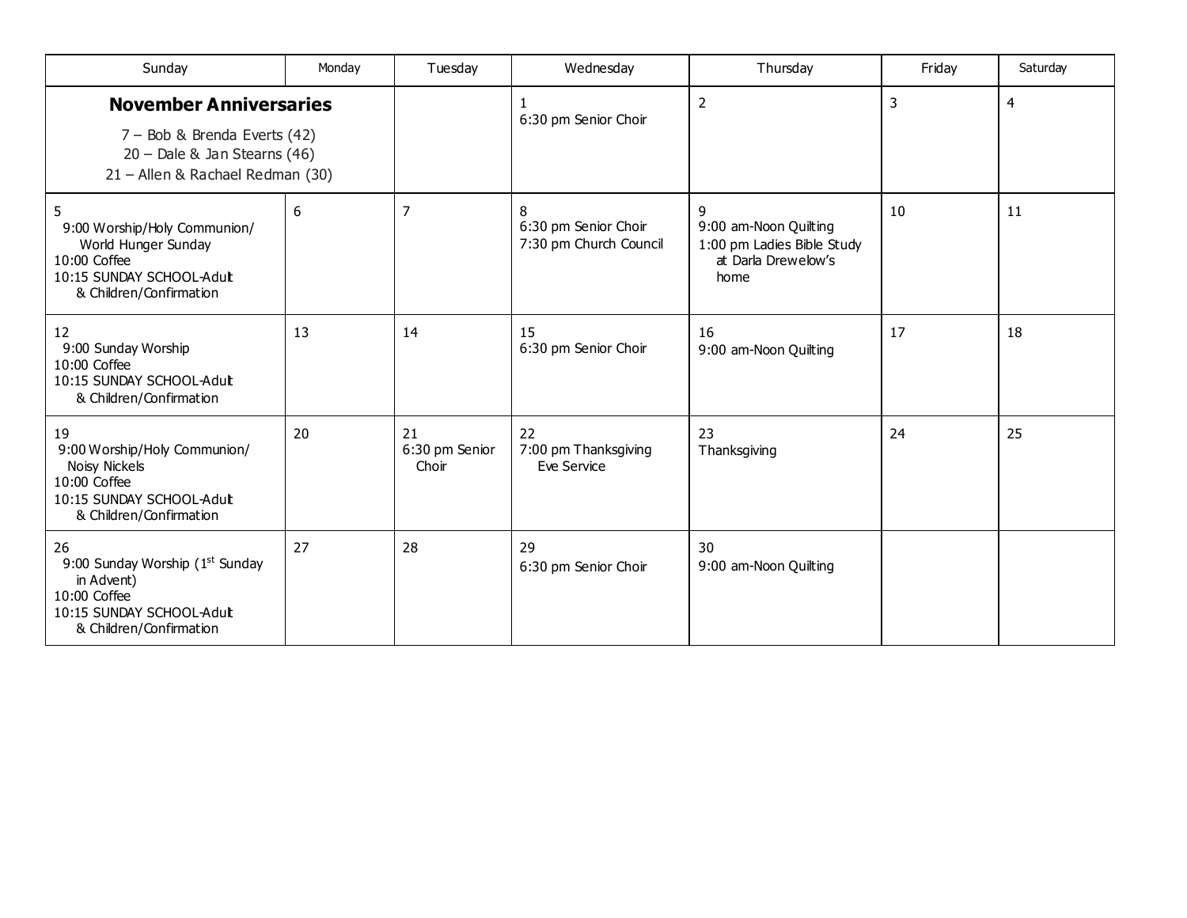| Sunday | Monday | Tuesday | Wednesday | Thursday | Friday | Saturday |
|---|---|---|---|---|---|---|
| **November Anniversaries**<br>7 – Bob & Brenda Everts (42)<br>20 – Dale & Jan Stearns (46)<br>21 – Allen & Rachael Redman (30) | | | 1<br>6:30 pm Senior Choir | 2 | 3 | 4 |
| 5<br>9:00 Worship/Holy Communion/ World Hunger Sunday<br>10:00 Coffee<br>10:15 SUNDAY SCHOOL-Adult & Children/Confirmation | 6 | 7 | 8<br>6:30 pm Senior Choir<br>7:30 pm Church Council | 9<br>9:00 am-Noon Quilting<br>1:00 pm Ladies Bible Study at Darla Drewelow's home | 10 | 11 |
| 12<br>9:00 Sunday Worship<br>10:00 Coffee<br>10:15 SUNDAY SCHOOL-Adult & Children/Confirmation | 13 | 14 | 15<br>6:30 pm Senior Choir | 16<br>9:00 am-Noon Quilting | 17 | 18 |
| 19<br>9:00 Worship/Holy Communion/ Noisy Nickels<br>10:00 Coffee<br>10:15 SUNDAY SCHOOL-Adult & Children/Confirmation | 20 | 21<br>6:30 pm Senior Choir | 22<br>7:00 pm Thanksgiving Eve Service | 23<br>Thanksgiving | 24 | 25 |
| 26<br>9:00 Sunday Worship (1st Sunday in Advent)<br>10:00 Coffee<br>10:15 SUNDAY SCHOOL-Adult & Children/Confirmation | 27 | 28 | 29<br>6:30 pm Senior Choir | 30<br>9:00 am-Noon Quilting | | |